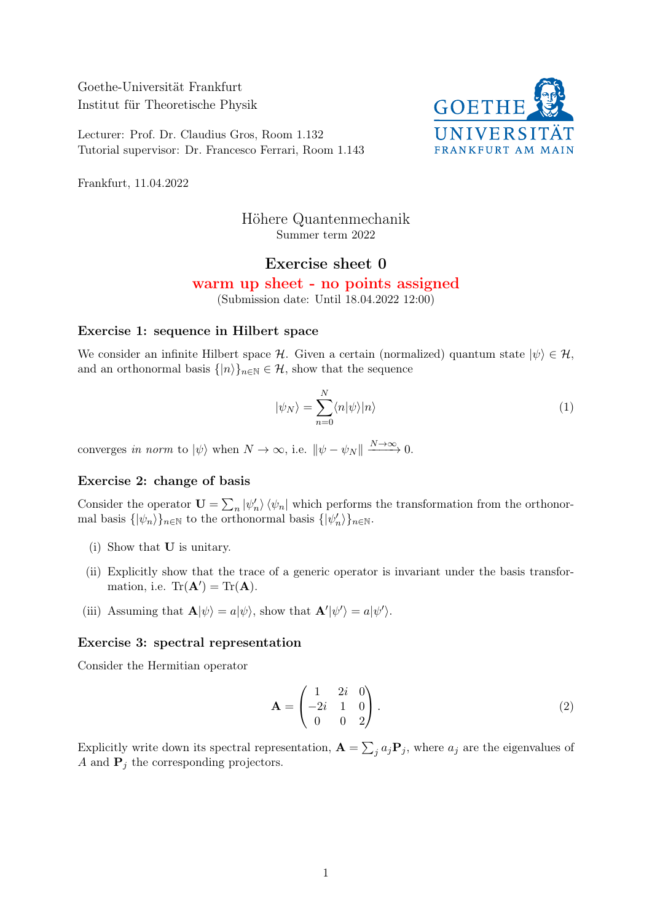Goethe-Universität Frankfurt
Institut für Theoretische Physik

Lecturer: Prof. Dr. Claudius Gros, Room 1.132
Tutorial supervisor: Dr. Francesco Ferrari, Room 1.143

GOETHE UNIVERSITÄT FRANKFURT AM MAIN

Frankfurt, 11.04.2022

# Höhere Quantenmechanik

Summer term 2022

## Exercise sheet 0

**warm up sheet - no points assigned**

(Submission date: Until 18.04.2022 12:00)

### Exercise 1: sequence in Hilbert space

We consider an infinite Hilbert space $\mathcal{H}$. Given a certain (normalized) quantum state $|\psi\rangle \in \mathcal{H}$, and an orthonormal basis $\{|n\rangle\}_{n\in\mathbb{N}} \in \mathcal{H}$, show that the sequence

$$|\psi_N\rangle = \sum_{n=0}^{N} \langle n|\psi\rangle |n\rangle \tag{1}$$

converges *in norm* to $|\psi\rangle$ when $N \to \infty$, i.e. $\|\psi - \psi_N\| \xrightarrow{N\to\infty} 0$.

### Exercise 2: change of basis

Consider the operator $\mathbf{U} = \sum_n |\psi'_n\rangle \langle\psi_n|$ which performs the transformation from the orthonormal basis $\{|\psi_n\rangle\}_{n\in\mathbb{N}}$ to the orthonormal basis $\{|\psi'_n\rangle\}_{n\in\mathbb{N}}$.

(i) Show that $\mathbf{U}$ is unitary.

(ii) Explicitly show that the trace of a generic operator is invariant under the basis transformation, i.e. $\mathrm{Tr}(\mathbf{A}') = \mathrm{Tr}(\mathbf{A})$.

(iii) Assuming that $\mathbf{A}|\psi\rangle = a|\psi\rangle$, show that $\mathbf{A}'|\psi'\rangle = a|\psi'\rangle$.

### Exercise 3: spectral representation

Consider the Hermitian operator

$$\mathbf{A} = \begin{pmatrix} 1 & 2i & 0 \\ -2i & 1 & 0 \\ 0 & 0 & 2 \end{pmatrix}. \tag{2}$$

Explicitly write down its spectral representation, $\mathbf{A} = \sum_j a_j \mathbf{P}_j$, where $a_j$ are the eigenvalues of $A$ and $\mathbf{P}_j$ the corresponding projectors.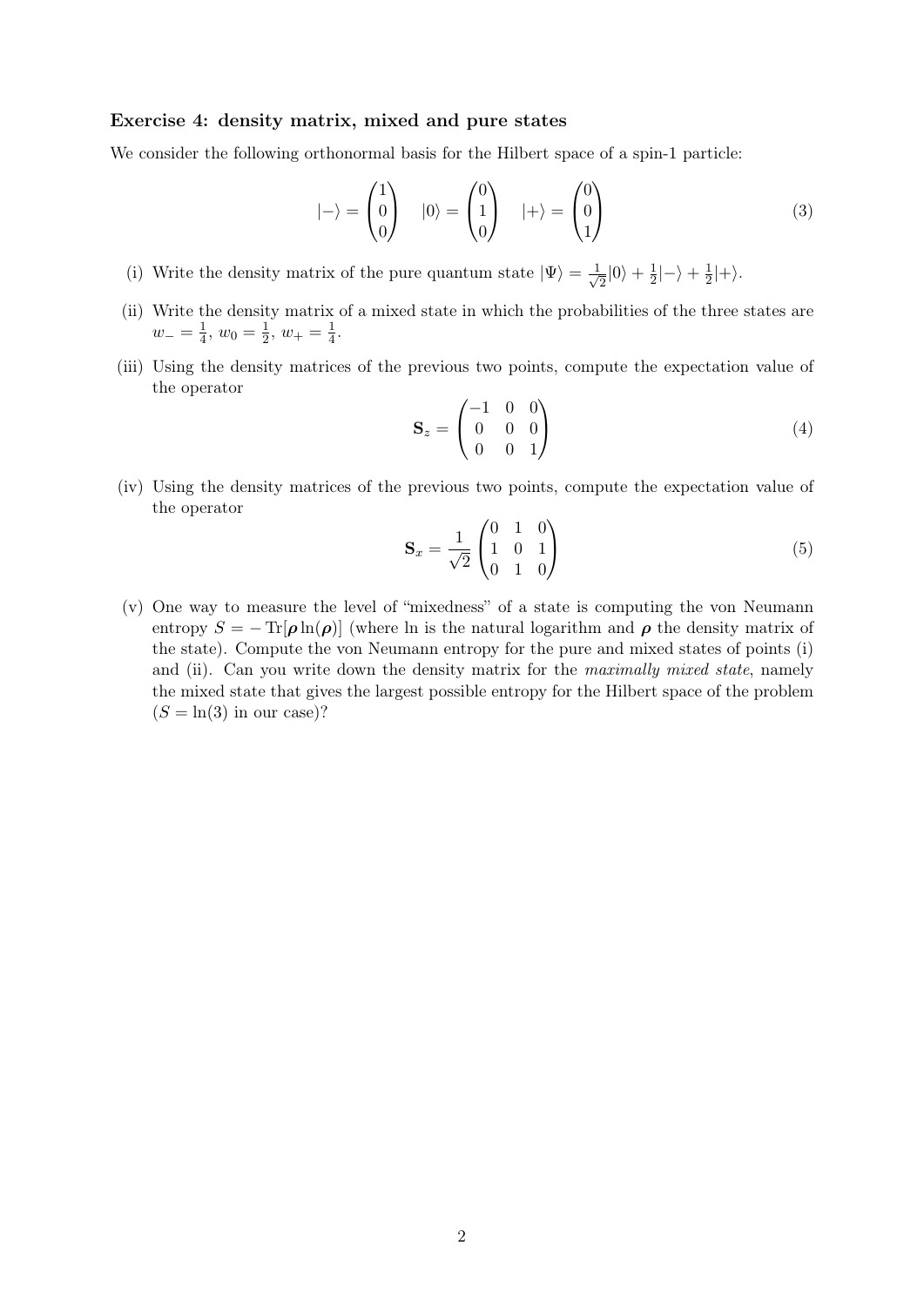### Exercise 4: density matrix, mixed and pure states

We consider the following orthonormal basis for the Hilbert space of a spin-1 particle:

$$|-\rangle = \begin{pmatrix} 1 \\ 0 \\ 0 \end{pmatrix} \quad |0\rangle = \begin{pmatrix} 0 \\ 1 \\ 0 \end{pmatrix} \quad |+\rangle = \begin{pmatrix} 0 \\ 0 \\ 1 \end{pmatrix} \tag{3}$$

(i) Write the density matrix of the pure quantum state $|\Psi\rangle = \frac{1}{\sqrt{2}}|0\rangle + \frac{1}{2}|-\rangle + \frac{1}{2}|+\rangle$.

(ii) Write the density matrix of a mixed state in which the probabilities of the three states are $w_- = \frac{1}{4}$, $w_0 = \frac{1}{2}$, $w_+ = \frac{1}{4}$.

(iii) Using the density matrices of the previous two points, compute the expectation value of the operator

$$\mathbf{S}_z = \begin{pmatrix} -1 & 0 & 0 \\ 0 & 0 & 0 \\ 0 & 0 & 1 \end{pmatrix} \tag{4}$$

(iv) Using the density matrices of the previous two points, compute the expectation value of the operator

$$\mathbf{S}_x = \frac{1}{\sqrt{2}} \begin{pmatrix} 0 & 1 & 0 \\ 1 & 0 & 1 \\ 0 & 1 & 0 \end{pmatrix} \tag{5}$$

(v) One way to measure the level of "mixedness" of a state is computing the von Neumann entropy $S = -\operatorname{Tr}[\boldsymbol{\rho} \ln(\boldsymbol{\rho})]$ (where ln is the natural logarithm and $\boldsymbol{\rho}$ the density matrix of the state). Compute the von Neumann entropy for the pure and mixed states of points (i) and (ii). Can you write down the density matrix for the *maximally mixed state*, namely the mixed state that gives the largest possible entropy for the Hilbert space of the problem ($S = \ln(3)$ in our case)?